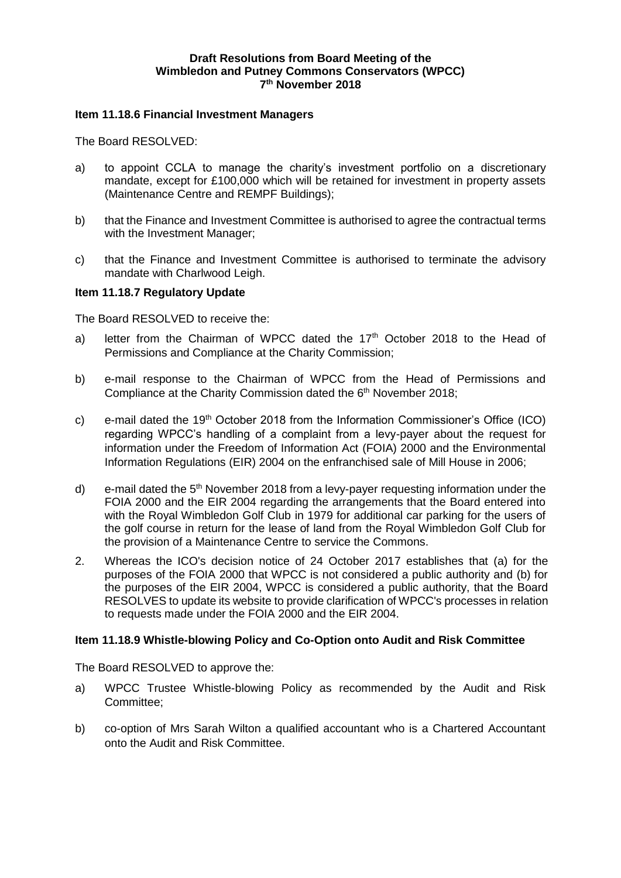**Draft Resolutions from Board Meeting of the Wimbledon and Putney Commons Conservators (WPCC) 7th November 2018**

**Item 11.18.6 Financial Investment Managers**

The Board RESOLVED:

a) to appoint CCLA to manage the charity's investment portfolio on a discretionary mandate, except for £100,000 which will be retained for investment in property assets (Maintenance Centre and REMPF Buildings);

b) that the Finance and Investment Committee is authorised to agree the contractual terms with the Investment Manager;

c) that the Finance and Investment Committee is authorised to terminate the advisory mandate with Charlwood Leigh.

**Item 11.18.7 Regulatory Update**

The Board RESOLVED to receive the:

a) letter from the Chairman of WPCC dated the 17th October 2018 to the Head of Permissions and Compliance at the Charity Commission;

b) e-mail response to the Chairman of WPCC from the Head of Permissions and Compliance at the Charity Commission dated the 6th November 2018;

c) e-mail dated the 19th October 2018 from the Information Commissioner's Office (ICO) regarding WPCC's handling of a complaint from a levy-payer about the request for information under the Freedom of Information Act (FOIA) 2000 and the Environmental Information Regulations (EIR) 2004 on the enfranchised sale of Mill House in 2006;

d) e-mail dated the 5th November 2018 from a levy-payer requesting information under the FOIA 2000 and the EIR 2004 regarding the arrangements that the Board entered into with the Royal Wimbledon Golf Club in 1979 for additional car parking for the users of the golf course in return for the lease of land from the Royal Wimbledon Golf Club for the provision of a Maintenance Centre to service the Commons.

2. Whereas the ICO's decision notice of 24 October 2017 establishes that (a) for the purposes of the FOIA 2000 that WPCC is not considered a public authority and (b) for the purposes of the EIR 2004, WPCC is considered a public authority, that the Board RESOLVES to update its website to provide clarification of WPCC's processes in relation to requests made under the FOIA 2000 and the EIR 2004.

**Item 11.18.9 Whistle-blowing Policy and Co-Option onto Audit and Risk Committee**

The Board RESOLVED to approve the:

a) WPCC Trustee Whistle-blowing Policy as recommended by the Audit and Risk Committee;

b) co-option of Mrs Sarah Wilton a qualified accountant who is a Chartered Accountant onto the Audit and Risk Committee.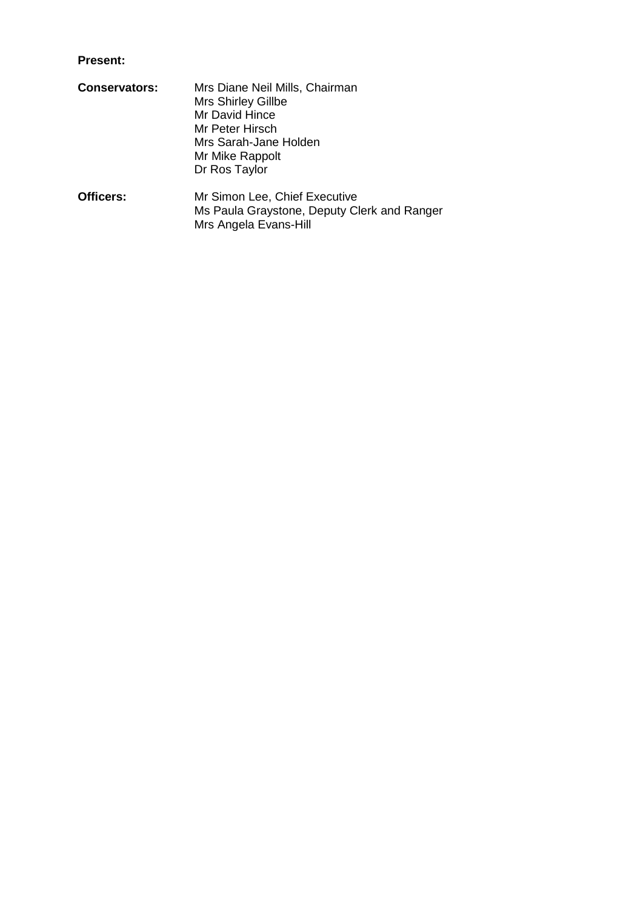**Present:**

| | |
|---|---|
| **Conservators:** | Mrs Diane Neil Mills, Chairman |
| | Mrs Shirley Gillbe |
| | Mr David Hince |
| | Mr Peter Hirsch |
| | Mrs Sarah-Jane Holden |
| | Mr Mike Rappolt |
| | Dr Ros Taylor |
| **Officers:** | Mr Simon Lee, Chief Executive |
| | Ms Paula Graystone, Deputy Clerk and Ranger |
| | Mrs Angela Evans-Hill |